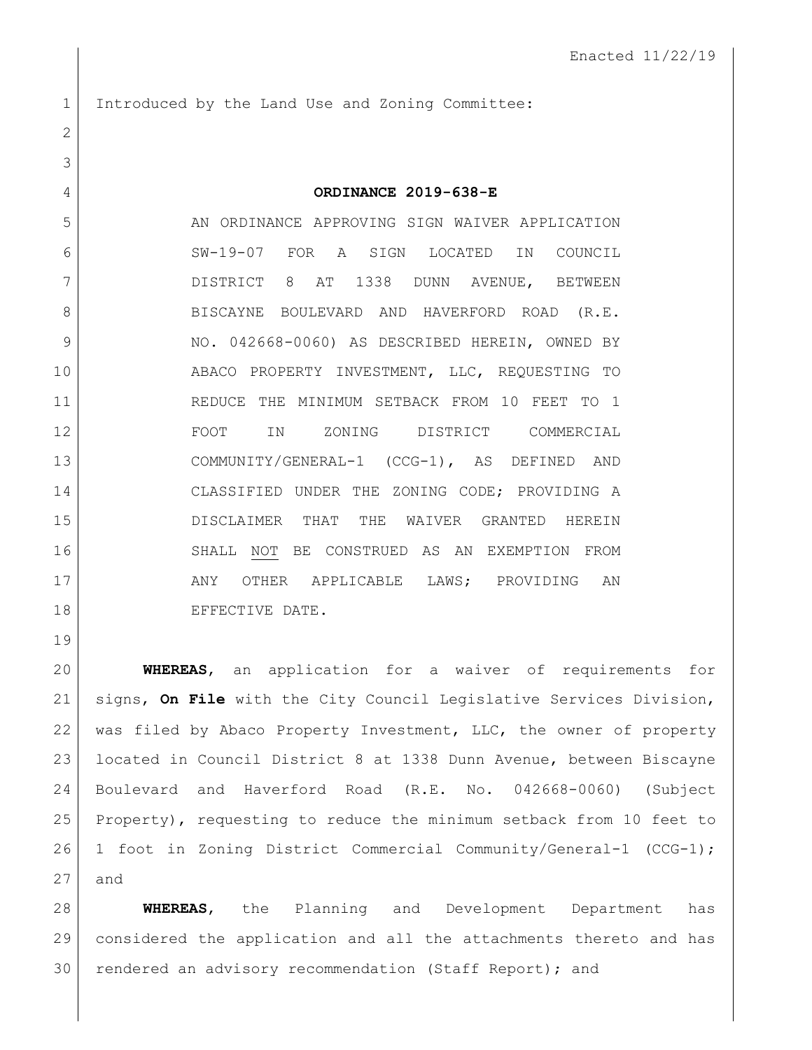Enacted 11/22/19

Introduced by the Land Use and Zoning Committee:

**ORDINANCE 2019-638-E**

AN ORDINANCE APPROVING SIGN WAIVER APPLICATION SW-19-07 FOR A SIGN LOCATED IN COUNCIL DISTRICT 8 AT 1338 DUNN AVENUE, BETWEEN BISCAYNE BOULEVARD AND HAVERFORD ROAD (R.E. NO. 042668-0060) AS DESCRIBED HEREIN, OWNED BY ABACO PROPERTY INVESTMENT, LLC, REQUESTING TO REDUCE THE MINIMUM SETBACK FROM 10 FEET TO 1 FOOT IN ZONING DISTRICT COMMERCIAL COMMUNITY/GENERAL-1 (CCG-1), AS DEFINED AND CLASSIFIED UNDER THE ZONING CODE; PROVIDING A DISCLAIMER THAT THE WAIVER GRANTED HEREIN SHALL NOT BE CONSTRUED AS AN EXEMPTION FROM ANY OTHER APPLICABLE LAWS; PROVIDING AN EFFECTIVE DATE.

**WHEREAS**, an application for a waiver of requirements for signs, **On File** with the City Council Legislative Services Division, was filed by Abaco Property Investment, LLC, the owner of property located in Council District 8 at 1338 Dunn Avenue, between Biscayne Boulevard and Haverford Road (R.E. No. 042668-0060) (Subject Property), requesting to reduce the minimum setback from 10 feet to 1 foot in Zoning District Commercial Community/General-1 (CCG-1); and

**WHEREAS**, the Planning and Development Department has considered the application and all the attachments thereto and has rendered an advisory recommendation (Staff Report); and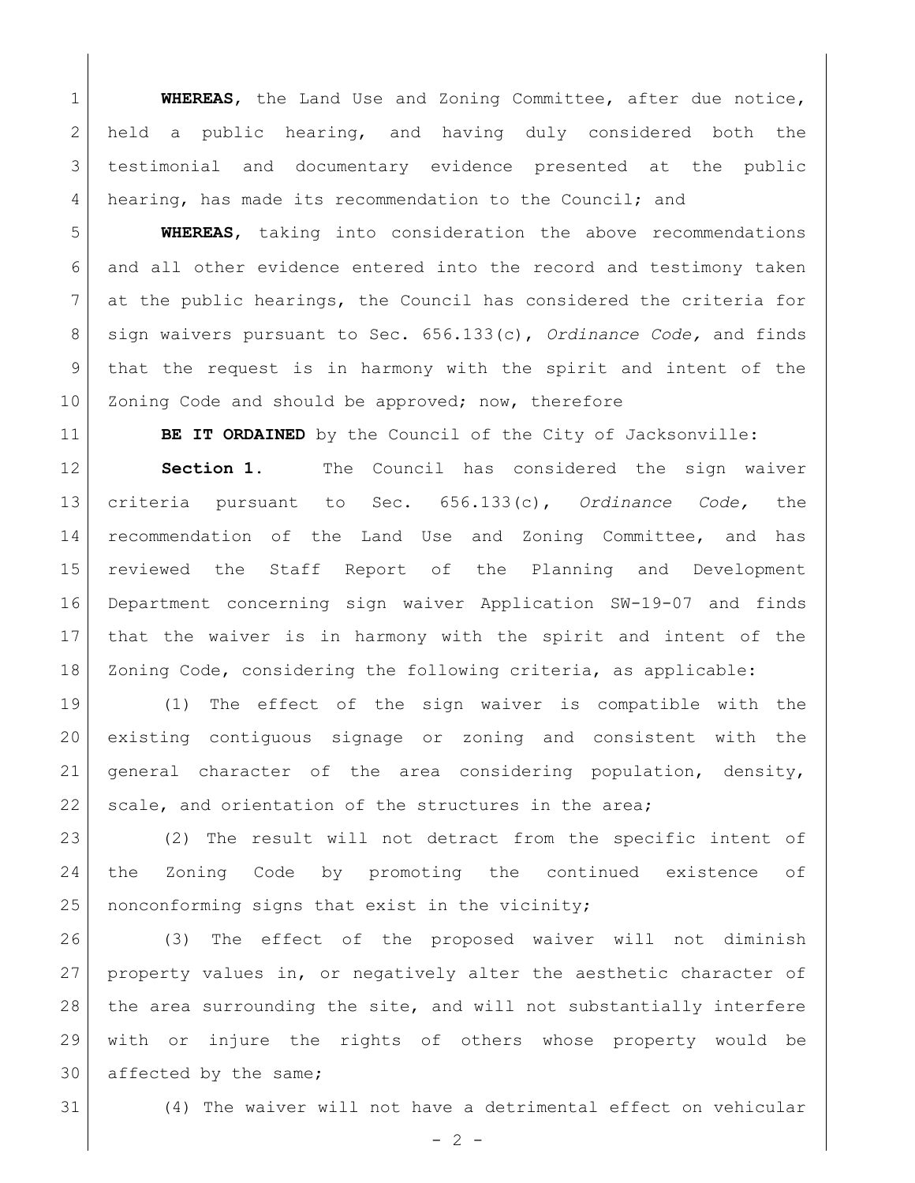**WHEREAS**, the Land Use and Zoning Committee, after due notice, held a public hearing, and having duly considered both the testimonial and documentary evidence presented at the public hearing, has made its recommendation to the Council; and

**WHEREAS**, taking into consideration the above recommendations and all other evidence entered into the record and testimony taken at the public hearings, the Council has considered the criteria for sign waivers pursuant to Sec. 656.133(c), *Ordinance Code,* and finds that the request is in harmony with the spirit and intent of the Zoning Code and should be approved; now, therefore

**BE IT ORDAINED** by the Council of the City of Jacksonville:

**Section 1.** The Council has considered the sign waiver criteria pursuant to Sec. 656.133(c), *Ordinance Code,* the recommendation of the Land Use and Zoning Committee, and has reviewed the Staff Report of the Planning and Development Department concerning sign waiver Application SW-19-07 and finds that the waiver is in harmony with the spirit and intent of the Zoning Code, considering the following criteria, as applicable:

(1) The effect of the sign waiver is compatible with the existing contiguous signage or zoning and consistent with the general character of the area considering population, density, scale, and orientation of the structures in the area;

(2) The result will not detract from the specific intent of the Zoning Code by promoting the continued existence of nonconforming signs that exist in the vicinity;

(3) The effect of the proposed waiver will not diminish property values in, or negatively alter the aesthetic character of the area surrounding the site, and will not substantially interfere with or injure the rights of others whose property would be affected by the same;

(4) The waiver will not have a detrimental effect on vehicular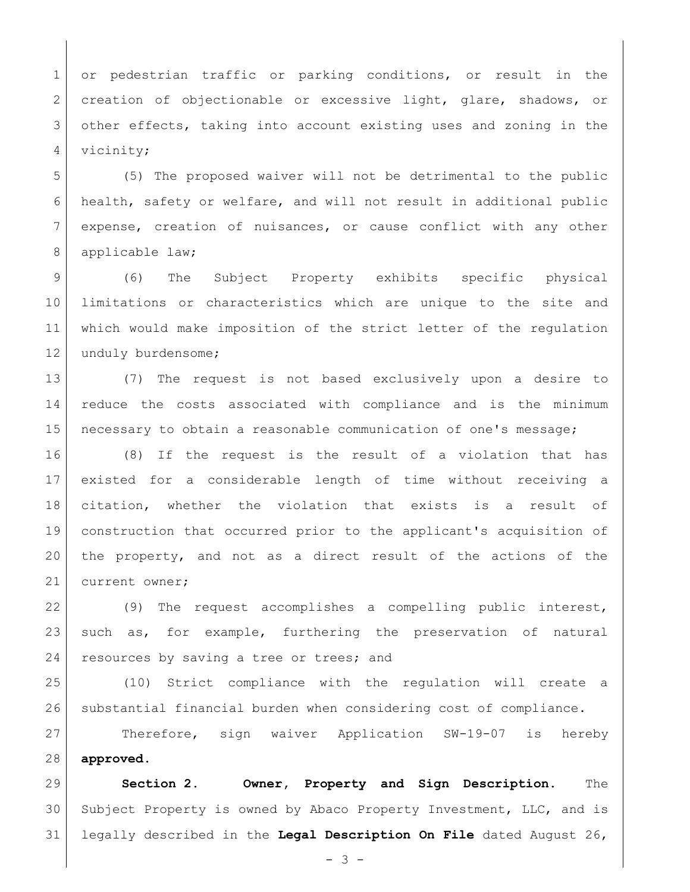or pedestrian traffic or parking conditions, or result in the creation of objectionable or excessive light, glare, shadows, or other effects, taking into account existing uses and zoning in the vicinity;

(5) The proposed waiver will not be detrimental to the public health, safety or welfare, and will not result in additional public expense, creation of nuisances, or cause conflict with any other applicable law;

(6) The Subject Property exhibits specific physical limitations or characteristics which are unique to the site and which would make imposition of the strict letter of the regulation unduly burdensome;

(7) The request is not based exclusively upon a desire to reduce the costs associated with compliance and is the minimum necessary to obtain a reasonable communication of one's message;

(8) If the request is the result of a violation that has existed for a considerable length of time without receiving a citation, whether the violation that exists is a result of construction that occurred prior to the applicant's acquisition of the property, and not as a direct result of the actions of the current owner;

(9) The request accomplishes a compelling public interest, such as, for example, furthering the preservation of natural resources by saving a tree or trees; and

(10) Strict compliance with the regulation will create a substantial financial burden when considering cost of compliance.

Therefore, sign waiver Application SW-19-07 is hereby **approved.**

**Section 2. Owner, Property and Sign Description.** The Subject Property is owned by Abaco Property Investment, LLC, and is legally described in the **Legal Description On File** dated August 26,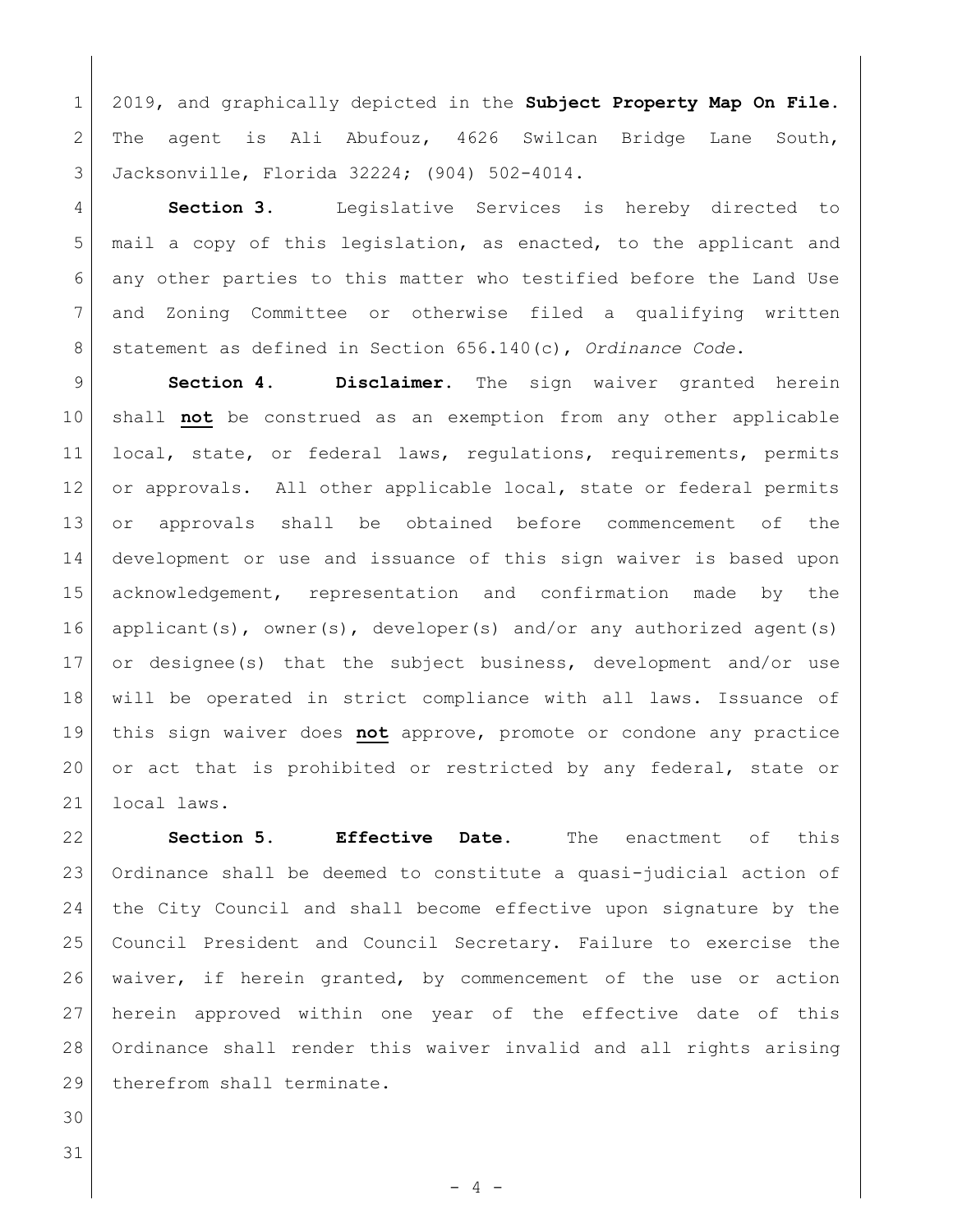2019, and graphically depicted in the **Subject Property Map On File**. The agent is Ali Abufouz, 4626 Swilcan Bridge Lane South, Jacksonville, Florida 32224; (904) 502-4014.

**Section 3.** Legislative Services is hereby directed to mail a copy of this legislation, as enacted, to the applicant and any other parties to this matter who testified before the Land Use and Zoning Committee or otherwise filed a qualifying written statement as defined in Section 656.140(c), *Ordinance Code*.

**Section 4. Disclaimer.** The sign waiver granted herein shall **not** be construed as an exemption from any other applicable local, state, or federal laws, regulations, requirements, permits or approvals. All other applicable local, state or federal permits or approvals shall be obtained before commencement of the development or use and issuance of this sign waiver is based upon acknowledgement, representation and confirmation made by the applicant(s), owner(s), developer(s) and/or any authorized agent(s) or designee(s) that the subject business, development and/or use will be operated in strict compliance with all laws. Issuance of this sign waiver does **not** approve, promote or condone any practice or act that is prohibited or restricted by any federal, state or local laws.

**Section 5. Effective Date.** The enactment of this Ordinance shall be deemed to constitute a quasi-judicial action of the City Council and shall become effective upon signature by the Council President and Council Secretary. Failure to exercise the waiver, if herein granted, by commencement of the use or action herein approved within one year of the effective date of this Ordinance shall render this waiver invalid and all rights arising therefrom shall terminate.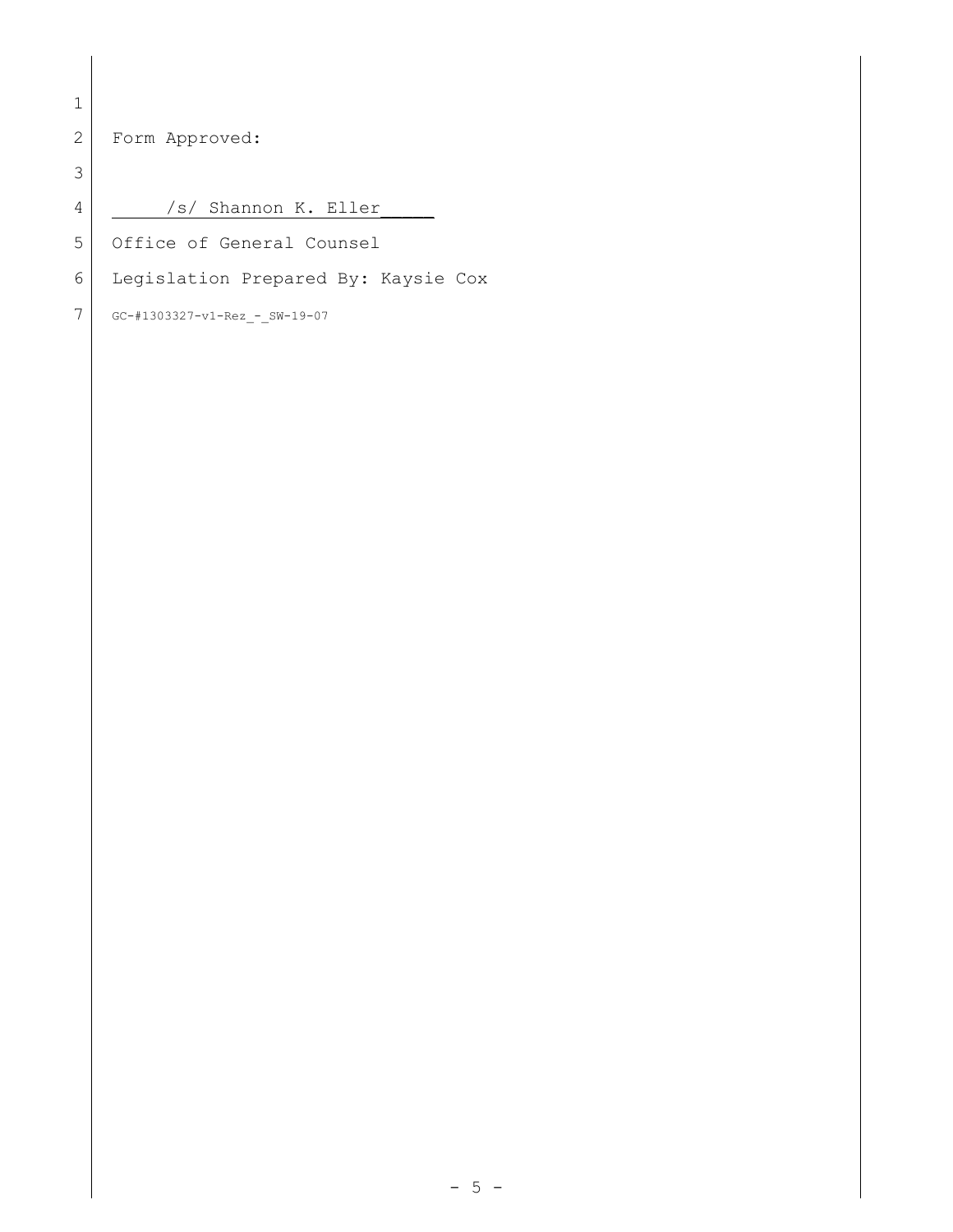Form Approved:

/s/ Shannon K. Eller

Office of General Counsel

Legislation Prepared By: Kaysie Cox

GC-#1303327-v1-Rez_-_SW-19-07